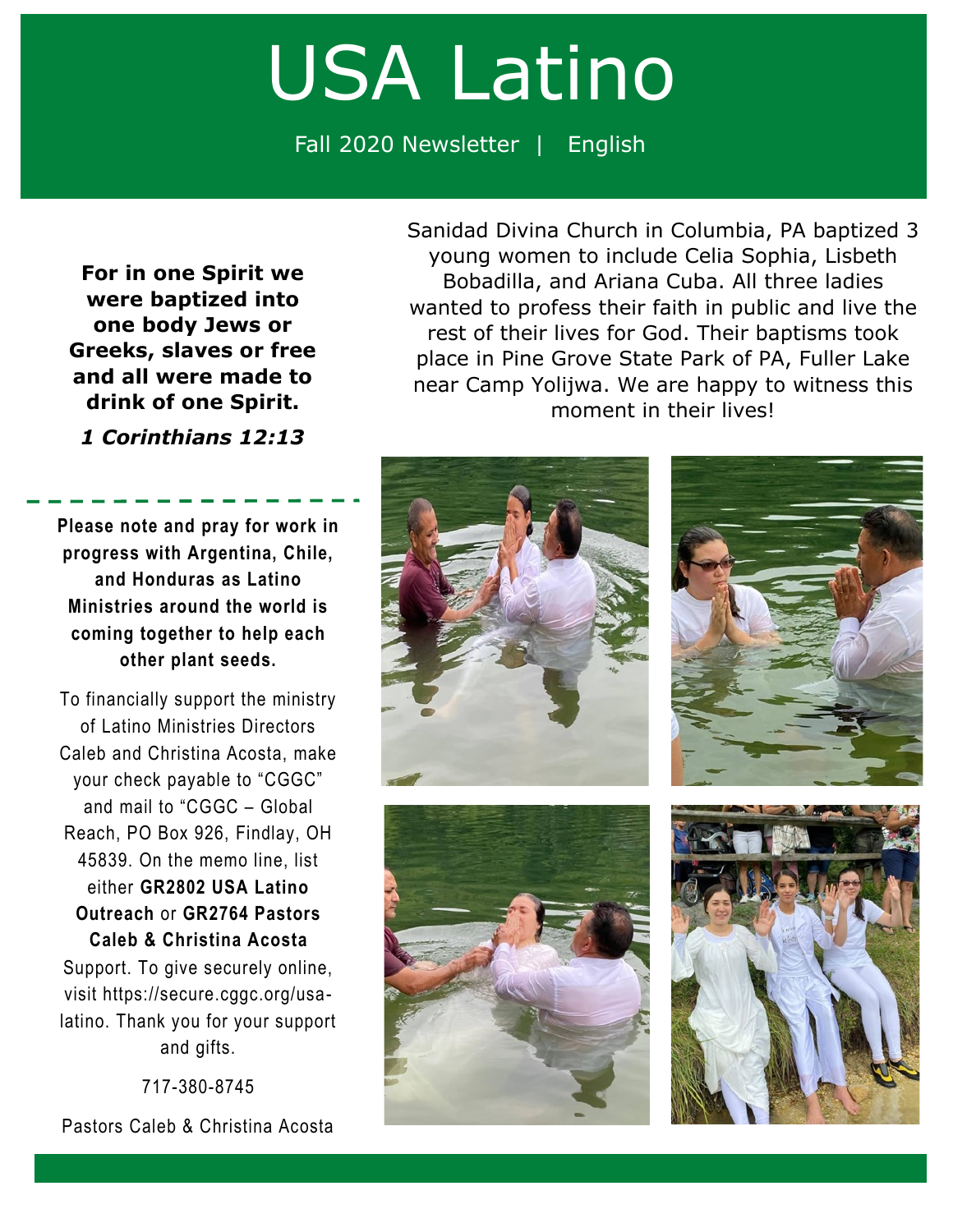# USA Latino

Fall 2020 Newsletter | English

**For in one Spirit we were baptized into one body Jews or Greeks, slaves or free and all were made to drink of one Spirit.**

***1 Corinthians 12:13***

Sanidad Divina Church in Columbia, PA baptized 3 young women to include Celia Sophia, Lisbeth Bobadilla, and Ariana Cuba. All three ladies wanted to profess their faith in public and live the rest of their lives for God. Their baptisms took place in Pine Grove State Park of PA, Fuller Lake near Camp Yolijwa. We are happy to witness this moment in their lives!

---

**Please note and pray for work in progress with Argentina, Chile, and Honduras as Latino Ministries around the world is coming together to help each other plant seeds.**

To financially support the ministry of Latino Ministries Directors Caleb and Christina Acosta, make your check payable to "CGGC" and mail to "CGGC – Global Reach, PO Box 926, Findlay, OH 45839. On the memo line, list either **GR2802 USA Latino Outreach** or **GR2764 Pastors Caleb & Christina Acosta** Support. To give securely online, visit https://secure.cggc.org/usa-latino. Thank you for your support and gifts.

717-380-8745

Pastors Caleb & Christina Acosta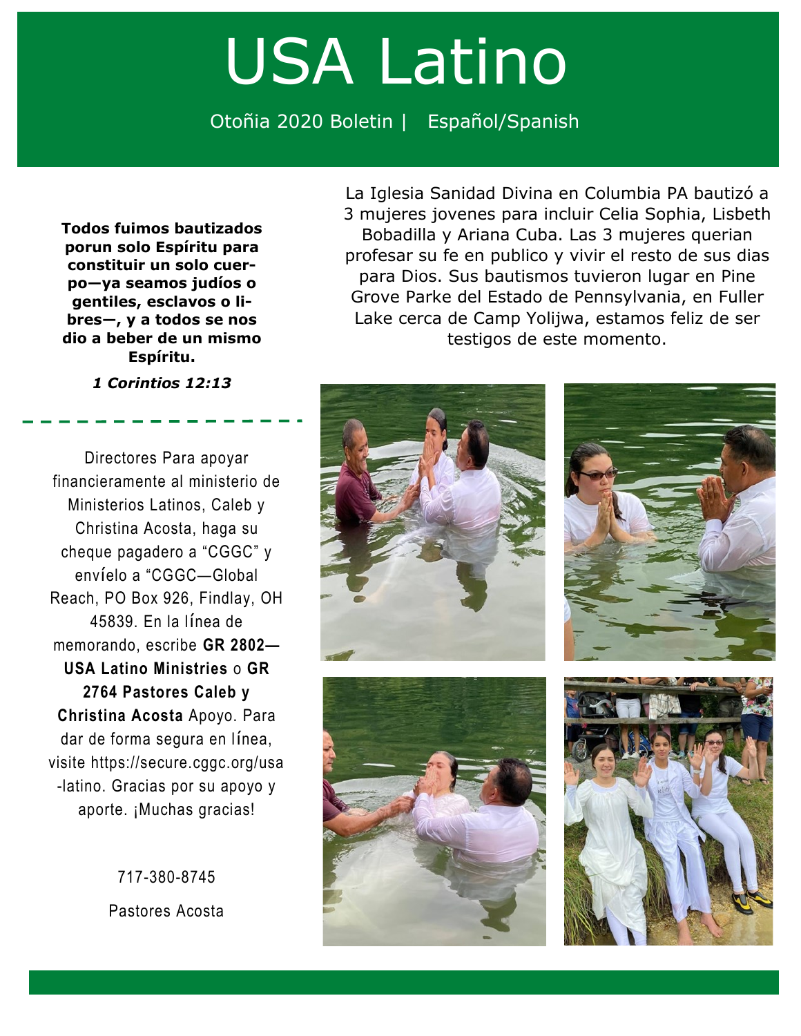# USA Latino

Otoñia 2020 Boletin | Español/Spanish

**Todos fuimos bautizados porun solo Espíritu para constituir un solo cuerpo—ya seamos judíos o gentiles, esclavos o libres—, y a todos se nos dio a beber de un mismo Espíritu.**

***1 Corintios 12:13***

Directores Para apoyar financieramente al ministerio de Ministerios Latinos, Caleb y Christina Acosta, haga su cheque pagadero a "CGGC" y envíelo a "CGGC—Global Reach, PO Box 926, Findlay, OH 45839. En la línea de memorando, escribe **GR 2802—USA Latino Ministries** o **GR 2764 Pastores Caleb y Christina Acosta** Apoyo. Para dar de forma segura en línea, visite https://secure.cggc.org/usa-latino. Gracias por su apoyo y aporte. ¡Muchas gracias!

717-380-8745

Pastores Acosta

La Iglesia Sanidad Divina en Columbia PA bautizó a 3 mujeres jovenes para incluir Celia Sophia, Lisbeth Bobadilla y Ariana Cuba. Las 3 mujeres querian profesar su fe en publico y vivir el resto de sus dias para Dios. Sus bautismos tuvieron lugar en Pine Grove Parke del Estado de Pennsylvania, en Fuller Lake cerca de Camp Yolijwa, estamos feliz de ser testigos de este momento.